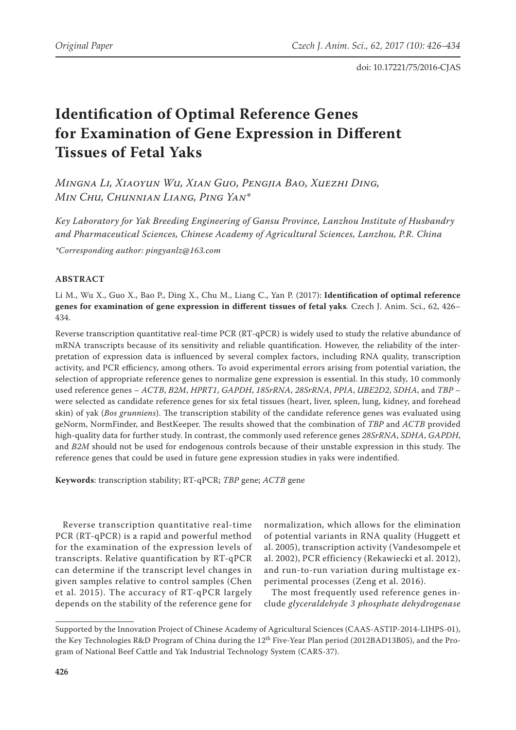# Identification of Optimal Reference Genes for Examination of Gene Expression in Different Tissues of Fetal Yaks

*Mingna Li, Xiaoyun Wu, Xian Guo, Pengjia Bao, Xuezhi Ding, Min Chu, Chunnian Liang, Ping Yan\**

*Key Laboratory for Yak Breeding Engineering of Gansu Province, Lanzhou Institute of Husbandry and Pharmaceutical Sciences, Chinese Academy of Agricultural Sciences, Lanzhou, P.R. China*

*\*Corresponding author: pingyanlz@163.com*

## ABSTRACT

Li M., Wu X., Guo X., Bao P., Ding X., Chu M., Liang C., Yan P. (2017): **Identification of optimal reference genes for examination of gene expression in different tissues of fetal yaks***.* Czech J. Anim. Sci., 62, 426–434.

Reverse transcription quantitative real-time PCR (RT-qPCR) is widely used to study the relative abundance of mRNA transcripts because of its sensitivity and reliable quantification. However, the reliability of the interpretation of expression data is influenced by several complex factors, including RNA quality, transcription activity, and PCR efficiency, among others. To avoid experimental errors arising from potential variation, the selection of appropriate reference genes to normalize gene expression is essential. In this study, 10 commonly used reference genes – *ACTB*, *B2M*, *HPRT1*, *GAPDH*, *18SrRNA*, *28SrRNA*, *PPIA*, *UBE2D2*, *SDHA*, and *TBP* – were selected as candidate reference genes for six fetal tissues (heart, liver, spleen, lung, kidney, and forehead skin) of yak (*Bos grunniens*). The transcription stability of the candidate reference genes was evaluated using geNorm, NormFinder, and BestKeeper. The results showed that the combination of *TBP* and *ACTB* provided high-quality data for further study. In contrast, the commonly used reference genes *28SrRNA*, *SDHA*, *GAPDH*, and *B2M* should not be used for endogenous controls because of their unstable expression in this study. The reference genes that could be used in future gene expression studies in yaks were indentified.

**Keywords**: transcription stability; RT-qPCR; *TBP* gene; *ACTB* gene

Reverse transcription quantitative real-time PCR (RT-qPCR) is a rapid and powerful method for the examination of the expression levels of transcripts. Relative quantification by RT-qPCR can determine if the transcript level changes in given samples relative to control samples (Chen et al. 2015). The accuracy of RT-qPCR largely depends on the stability of the reference gene for normalization, which allows for the elimination of potential variants in RNA quality (Huggett et al. 2005), transcription activity (Vandesompele et al. 2002), PCR efficiency (Rekawiecki et al. 2012), and run-to-run variation during multistage experimental processes (Zeng et al. 2016).

The most frequently used reference genes include *glyceraldehyde 3 phosphate dehydrogenase*

---

Supported by the Innovation Project of Chinese Academy of Agricultural Sciences (CAAS-ASTIP-2014-LIHPS-01), the Key Technologies R&D Program of China during the 12th Five-Year Plan period (2012BAD13B05), and the Program of National Beef Cattle and Yak Industrial Technology System (CARS-37).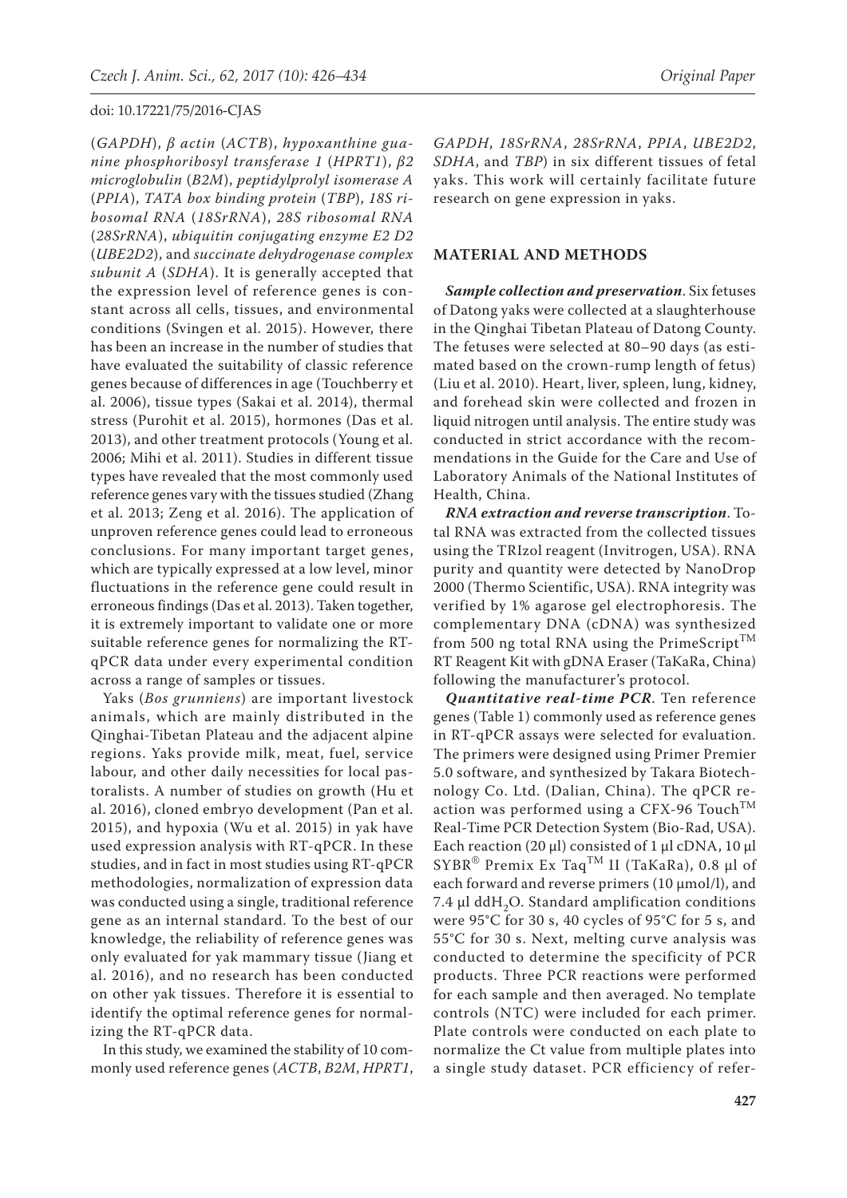(*GAPDH*), *β actin* (*ACTB*), *hypoxanthine guanine phosphoribosyl transferase 1* (*HPRT1*), *β2 microglobulin* (*B2M*), *peptidylprolyl isomerase A* (*PPIA*), *TATA box binding protein* (*TBP*), *18S ribosomal RNA* (*18SrRNA*), *28S ribosomal RNA* (*28SrRNA*), *ubiquitin conjugating enzyme E2 D2* (*UBE2D2*), and *succinate dehydrogenase complex subunit A* (*SDHA*). It is generally accepted that the expression level of reference genes is constant across all cells, tissues, and environmental conditions (Svingen et al. 2015). However, there has been an increase in the number of studies that have evaluated the suitability of classic reference genes because of differences in age (Touchberry et al. 2006), tissue types (Sakai et al. 2014), thermal stress (Purohit et al. 2015), hormones (Das et al. 2013), and other treatment protocols (Young et al. 2006; Mihi et al. 2011). Studies in different tissue types have revealed that the most commonly used reference genes vary with the tissues studied (Zhang et al. 2013; Zeng et al. 2016). The application of unproven reference genes could lead to erroneous conclusions. For many important target genes, which are typically expressed at a low level, minor fluctuations in the reference gene could result in erroneous findings (Das et al. 2013). Taken together, it is extremely important to validate one or more suitable reference genes for normalizing the RT-qPCR data under every experimental condition across a range of samples or tissues.

Yaks (*Bos grunniens*) are important livestock animals, which are mainly distributed in the Qinghai-Tibetan Plateau and the adjacent alpine regions. Yaks provide milk, meat, fuel, service labour, and other daily necessities for local pastoralists. A number of studies on growth (Hu et al. 2016), cloned embryo development (Pan et al. 2015), and hypoxia (Wu et al. 2015) in yak have used expression analysis with RT-qPCR. In these studies, and in fact in most studies using RT-qPCR methodologies, normalization of expression data was conducted using a single, traditional reference gene as an internal standard. To the best of our knowledge, the reliability of reference genes was only evaluated for yak mammary tissue (Jiang et al. 2016), and no research has been conducted on other yak tissues. Therefore it is essential to identify the optimal reference genes for normalizing the RT-qPCR data.

In this study, we examined the stability of 10 commonly used reference genes (*ACTB*, *B2M*, *HPRT1*, *GAPDH*, *18SrRNA*, *28SrRNA*, *PPIA*, *UBE2D2*, *SDHA*, and *TBP*) in six different tissues of fetal yaks. This work will certainly facilitate future research on gene expression in yaks.

## MATERIAL AND METHODS

***Sample collection and preservation***. Six fetuses of Datong yaks were collected at a slaughterhouse in the Qinghai Tibetan Plateau of Datong County. The fetuses were selected at 80–90 days (as estimated based on the crown-rump length of fetus) (Liu et al. 2010). Heart, liver, spleen, lung, kidney, and forehead skin were collected and frozen in liquid nitrogen until analysis. The entire study was conducted in strict accordance with the recommendations in the Guide for the Care and Use of Laboratory Animals of the National Institutes of Health, China.

***RNA extraction and reverse transcription***. Total RNA was extracted from the collected tissues using the TRIzol reagent (Invitrogen, USA). RNA purity and quantity were detected by NanoDrop 2000 (Thermo Scientific, USA). RNA integrity was verified by 1% agarose gel electrophoresis. The complementary DNA (cDNA) was synthesized from 500 ng total RNA using the PrimeScript™ RT Reagent Kit with gDNA Eraser (TaKaRa, China) following the manufacturer's protocol.

***Quantitative real-time PCR***. Ten reference genes (Table 1) commonly used as reference genes in RT-qPCR assays were selected for evaluation. The primers were designed using Primer Premier 5.0 software, and synthesized by Takara Biotechnology Co. Ltd. (Dalian, China). The qPCR reaction was performed using a CFX-96 Touch™ Real-Time PCR Detection System (Bio-Rad, USA). Each reaction (20 μl) consisted of 1 μl cDNA, 10 μl SYBR® Premix Ex Taq™ II (TaKaRa), 0.8 μl of each forward and reverse primers (10 μmol/l), and 7.4 μl $ddH_2O$. Standard amplification conditions were 95°C for 30 s, 40 cycles of 95°C for 5 s, and 55°C for 30 s. Next, melting curve analysis was conducted to determine the specificity of PCR products. Three PCR reactions were performed for each sample and then averaged. No template controls (NTC) were included for each primer. Plate controls were conducted on each plate to normalize the Ct value from multiple plates into a single study dataset. PCR efficiency of refer-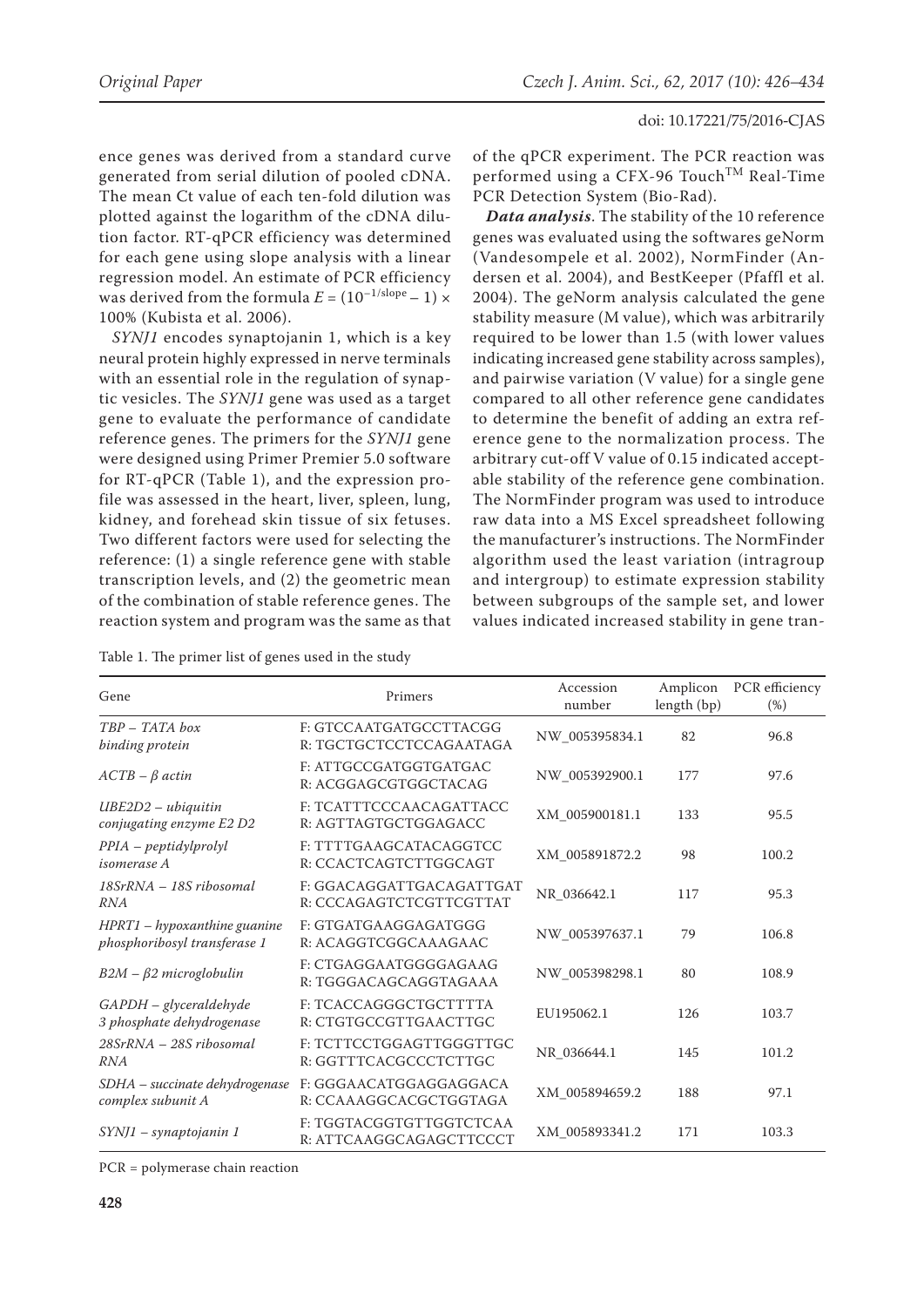ence genes was derived from a standard curve generated from serial dilution of pooled cDNA. The mean Ct value of each ten-fold dilution was plotted against the logarithm of the cDNA dilution factor. RT-qPCR efficiency was determined for each gene using slope analysis with a linear regression model. An estimate of PCR efficiency was derived from the formula $E = (10^{-1/\text{slope}} - 1) \times 100\%$ (Kubista et al. 2006).

*SYNJ1* encodes synaptojanin 1, which is a key neural protein highly expressed in nerve terminals with an essential role in the regulation of synaptic vesicles. The *SYNJ1* gene was used as a target gene to evaluate the performance of candidate reference genes. The primers for the *SYNJ1* gene were designed using Primer Premier 5.0 software for RT-qPCR (Table 1), and the expression profile was assessed in the heart, liver, spleen, lung, kidney, and forehead skin tissue of six fetuses. Two different factors were used for selecting the reference: (1) a single reference gene with stable transcription levels, and (2) the geometric mean of the combination of stable reference genes. The reaction system and program was the same as that of the qPCR experiment. The PCR reaction was performed using a CFX-96 Touch™ Real-Time PCR Detection System (Bio-Rad).

***Data analysis***. The stability of the 10 reference genes was evaluated using the softwares geNorm (Vandesompele et al. 2002), NormFinder (Andersen et al. 2004), and BestKeeper (Pfaffl et al. 2004). The geNorm analysis calculated the gene stability measure (M value), which was arbitrarily required to be lower than 1.5 (with lower values indicating increased gene stability across samples), and pairwise variation (V value) for a single gene compared to all other reference gene candidates to determine the benefit of adding an extra reference gene to the normalization process. The arbitrary cut-off V value of 0.15 indicated acceptable stability of the reference gene combination. The NormFinder program was used to introduce raw data into a MS Excel spreadsheet following the manufacturer's instructions. The NormFinder algorithm used the least variation (intragroup and intergroup) to estimate expression stability between subgroups of the sample set, and lower values indicated increased stability in gene tran-

Table 1. The primer list of genes used in the study

| Gene | Primers | Accession number | Amplicon length (bp) | PCR efficiency (%) |
|---|---|---|---|---|
| *TBP – TATA box binding protein* | F: GTCCAATGATGCCTTACGG<br>R: TGCTGCTCCTCCAGAATAGA | NW_005395834.1 | 82 | 96.8 |
| *ACTB – β actin* | F: ATTGCCGATGGTGATGAC<br>R: ACGGAGCGTGGCTACAG | NW_005392900.1 | 177 | 97.6 |
| *UBE2D2 – ubiquitin conjugating enzyme E2 D2* | F: TCATTTCCCAACAGATTACC<br>R: AGTTAGTGCTGGAGACC | XM_005900181.1 | 133 | 95.5 |
| *PPIA – peptidylprolyl isomerase A* | F: TTTTGAAGCATACAGGTCC<br>R: CCACTCAGTCTTGGCAGT | XM_005891872.2 | 98 | 100.2 |
| *18SrRNA – 18S ribosomal RNA* | F: GGACAGGATTGACAGATTGAT<br>R: CCCAGAGTCTCGTTCGTTAT | NR_036642.1 | 117 | 95.3 |
| *HPRT1 – hypoxanthine guanine phosphoribosyl transferase 1* | F: GTGATGAAGGAGATGGG<br>R: ACAGGTCGGCAAAGAAC | NW_005397637.1 | 79 | 106.8 |
| *B2M – β2 microglobulin* | F: CTGAGGAATGGGGAGAAG<br>R: TGGGACAGCAGGTAGAAA | NW_005398298.1 | 80 | 108.9 |
| *GAPDH – glyceraldehyde 3 phosphate dehydrogenase* | F: TCACCAGGGCTGCTTTTA<br>R: CTGTGCCGTTGAACTTGC | EU195062.1 | 126 | 103.7 |
| *28SrRNA – 28S ribosomal RNA* | F: TCTTCCTGGAGTTGGGTTGC<br>R: GGTTTCACGCCCTCTTGC | NR_036644.1 | 145 | 101.2 |
| *SDHA – succinate dehydrogenase complex subunit A* | F: GGGAACATGGAGGAGGACA<br>R: CCAAAGGCACGCTGGTAGA | XM_005894659.2 | 188 | 97.1 |
| *SYNJ1 – synaptojanin 1* | F: TGGTACGGTGTTGGTCTCAA<br>R: ATTCAAGGCAGAGCTTCCCT | XM_005893341.2 | 171 | 103.3 |

PCR = polymerase chain reaction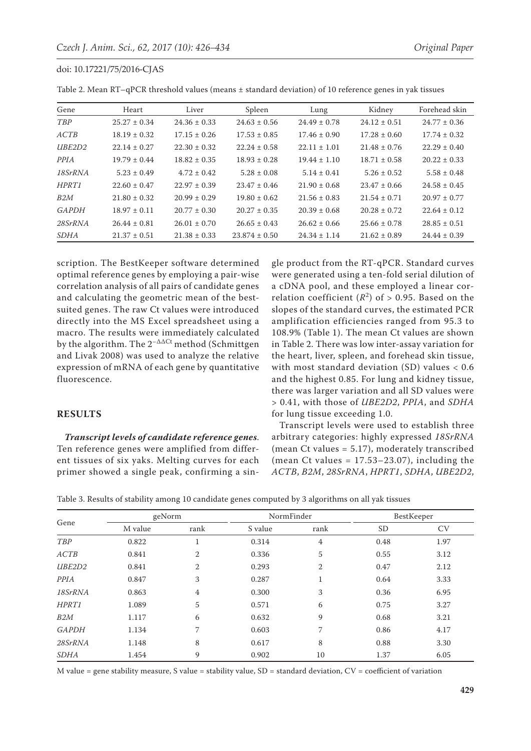doi: 10.17221/75/2016-CJAS

Table 2. Mean RT–qPCR threshold values (means ± standard deviation) of 10 reference genes in yak tissues

| Gene | Heart | Liver | Spleen | Lung | Kidney | Forehead skin |
|---|---|---|---|---|---|---|
| *TBP* | 25.27 ± 0.34 | 24.36 ± 0.33 | 24.63 ± 0.56 | 24.49 ± 0.78 | 24.12 ± 0.51 | 24.77 ± 0.36 |
| *ACTB* | 18.19 ± 0.32 | 17.15 ± 0.26 | 17.53 ± 0.85 | 17.46 ± 0.90 | 17.28 ± 0.60 | 17.74 ± 0.32 |
| *UBE2D2* | 22.14 ± 0.27 | 22.30 ± 0.32 | 22.24 ± 0.58 | 22.11 ± 1.01 | 21.48 ± 0.76 | 22.29 ± 0.40 |
| *PPIA* | 19.79 ± 0.44 | 18.82 ± 0.35 | 18.93 ± 0.28 | 19.44 ± 1.10 | 18.71 ± 0.58 | 20.22 ± 0.33 |
| *18SrRNA* | 5.23 ± 0.49 | 4.72 ± 0.42 | 5.28 ± 0.08 | 5.14 ± 0.41 | 5.26 ± 0.52 | 5.58 ± 0.48 |
| *HPRT1* | 22.60 ± 0.47 | 22.97 ± 0.39 | 23.47 ± 0.46 | 21.90 ± 0.68 | 23.47 ± 0.66 | 24.58 ± 0.45 |
| *B2M* | 21.80 ± 0.32 | 20.99 ± 0.29 | 19.80 ± 0.62 | 21.56 ± 0.83 | 21.54 ± 0.71 | 20.97 ± 0.77 |
| *GAPDH* | 18.97 ± 0.11 | 20.77 ± 0.30 | 20.27 ± 0.35 | 20.39 ± 0.68 | 20.28 ± 0.72 | 22.64 ± 0.12 |
| *28SrRNA* | 26.44 ± 0.81 | 26.01 ± 0.70 | 26.65 ± 0.43 | 26.62 ± 0.66 | 25.66 ± 0.78 | 28.85 ± 0.51 |
| *SDHA* | 21.37 ± 0.51 | 21.38 ± 0.33 | 23.874 ± 0.50 | 24.34 ± 1.14 | 21.62 ± 0.89 | 24.44 ± 0.39 |

scription. The BestKeeper software determined optimal reference genes by employing a pair-wise correlation analysis of all pairs of candidate genes and calculating the geometric mean of the best-suited genes. The raw Ct values were introduced directly into the MS Excel spreadsheet using a macro. The results were immediately calculated by the algorithm. The $2^{-\Delta\Delta Ct}$ method (Schmittgen and Livak 2008) was used to analyze the relative expression of mRNA of each gene by quantitative fluorescence.

## RESULTS

***Transcript levels of candidate reference genes.*** Ten reference genes were amplified from different tissues of six yaks. Melting curves for each primer showed a single peak, confirming a single product from the RT-qPCR. Standard curves were generated using a ten-fold serial dilution of a cDNA pool, and these employed a linear correlation coefficient ($R^2$) of > 0.95. Based on the slopes of the standard curves, the estimated PCR amplification efficiencies ranged from 95.3 to 108.9% (Table 1). The mean Ct values are shown in Table 2. There was low inter-assay variation for the heart, liver, spleen, and forehead skin tissue, with most standard deviation (SD) values < 0.6 and the highest 0.85. For lung and kidney tissue, there was larger variation and all SD values were > 0.41, with those of *UBE2D2*, *PPIA*, and *SDHA* for lung tissue exceeding 1.0.

Transcript levels were used to establish three arbitrary categories: highly expressed *18SrRNA* (mean Ct values = 5.17), moderately transcribed (mean Ct values = 17.53–23.07), including the *ACTB*, *B2M*, *28SrRNA*, *HPRT1*, *SDHA*, *UBE2D2*,

Table 3. Results of stability among 10 candidate genes computed by 3 algorithms on all yak tissues

| Gene | geNorm | | NormFinder | | BestKeeper | |
|---|---|---|---|---|---|---|
| | M value | rank | S value | rank | SD | CV |
| *TBP* | 0.822 | 1 | 0.314 | 4 | 0.48 | 1.97 |
| *ACTB* | 0.841 | 2 | 0.336 | 5 | 0.55 | 3.12 |
| *UBE2D2* | 0.841 | 2 | 0.293 | 2 | 0.47 | 2.12 |
| *PPIA* | 0.847 | 3 | 0.287 | 1 | 0.64 | 3.33 |
| *18SrRNA* | 0.863 | 4 | 0.300 | 3 | 0.36 | 6.95 |
| *HPRT1* | 1.089 | 5 | 0.571 | 6 | 0.75 | 3.27 |
| *B2M* | 1.117 | 6 | 0.632 | 9 | 0.68 | 3.21 |
| *GAPDH* | 1.134 | 7 | 0.603 | 7 | 0.86 | 4.17 |
| *28SrRNA* | 1.148 | 8 | 0.617 | 8 | 0.88 | 3.30 |
| *SDHA* | 1.454 | 9 | 0.902 | 10 | 1.37 | 6.05 |

M value = gene stability measure, S value = stability value, SD = standard deviation, CV = coefficient of variation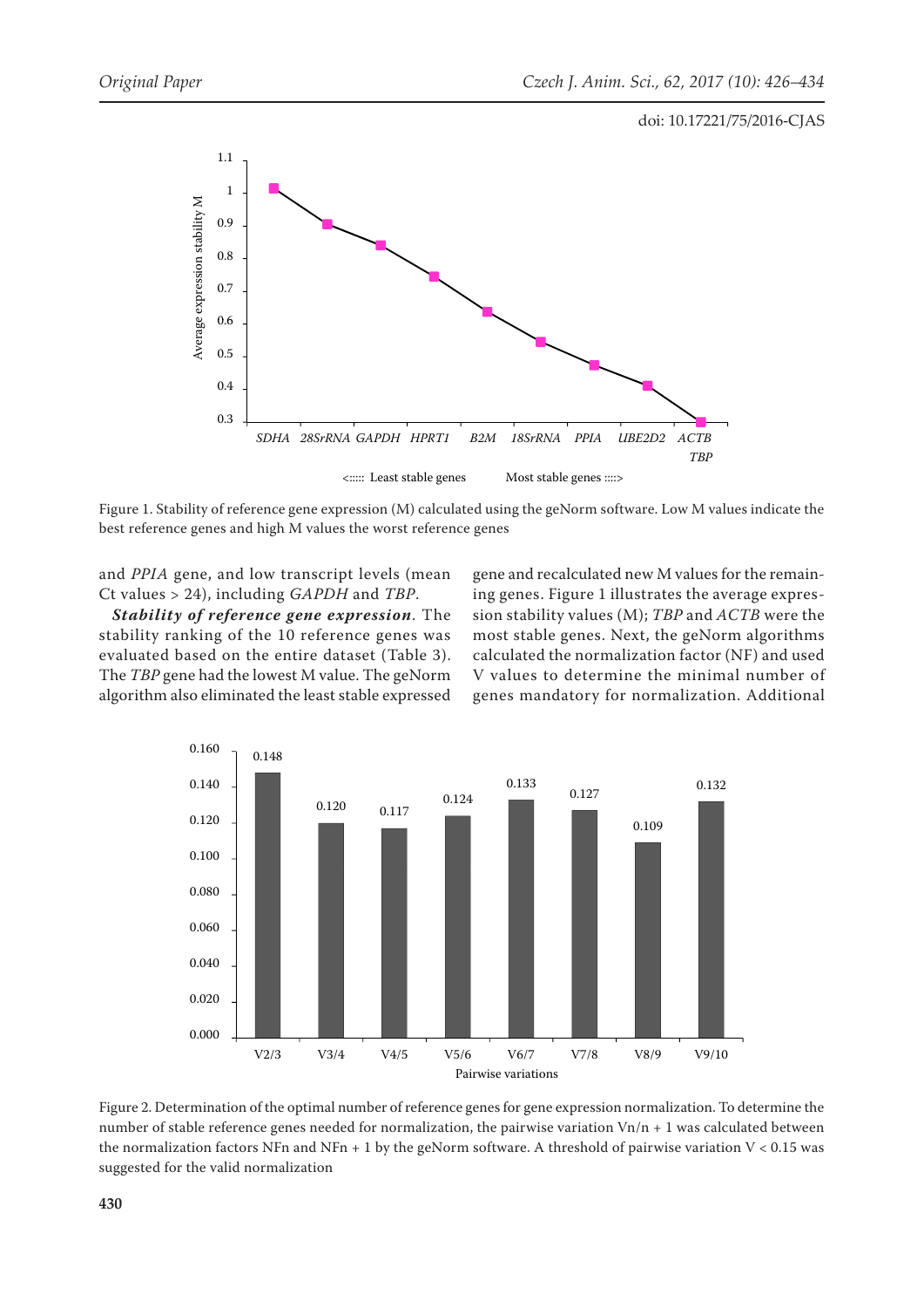Figure 1. Stability of reference gene expression (M) calculated using the geNorm software. Low M values indicate the best reference genes and high M values the worst reference genes

and *PPIA* gene, and low transcript levels (mean Ct values > 24), including *GAPDH* and *TBP*.

***Stability of reference gene expression***. The stability ranking of the 10 reference genes was evaluated based on the entire dataset (Table 3). The *TBP* gene had the lowest M value. The geNorm algorithm also eliminated the least stable expressed gene and recalculated new M values for the remaining genes. Figure 1 illustrates the average expression stability values (M); *TBP* and *ACTB* were the most stable genes. Next, the geNorm algorithms calculated the normalization factor (NF) and used V values to determine the minimal number of genes mandatory for normalization. Additional

Figure 2. Determination of the optimal number of reference genes for gene expression normalization. To determine the number of stable reference genes needed for normalization, the pairwise variation $Vn/n + 1$ was calculated between the normalization factors $NFn$ and $NFn + 1$ by the geNorm software. A threshold of pairwise variation $V < 0.15$ was suggested for the valid normalization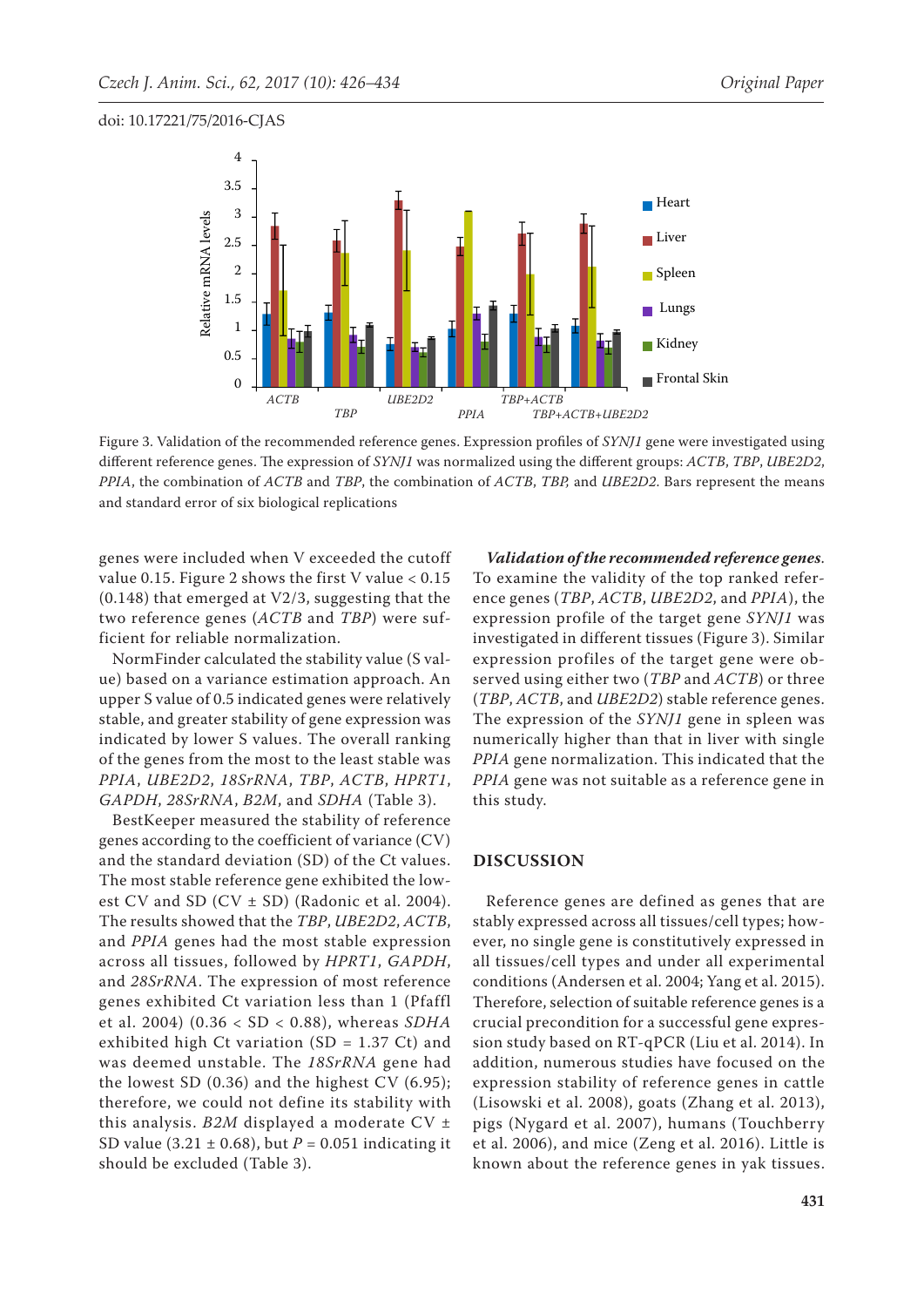Figure 3. Validation of the recommended reference genes. Expression profiles of *SYNJ1* gene were investigated using different reference genes. The expression of *SYNJ1* was normalized using the different groups: *ACTB*, *TBP*, *UBE2D2*, *PPIA*, the combination of *ACTB* and *TBP*, the combination of *ACTB*, *TBP*, and *UBE2D2*. Bars represent the means and standard error of six biological replications

genes were included when V exceeded the cutoff value 0.15. Figure 2 shows the first V value < 0.15 (0.148) that emerged at V2/3, suggesting that the two reference genes (*ACTB* and *TBP*) were sufficient for reliable normalization.

NormFinder calculated the stability value (S value) based on a variance estimation approach. An upper S value of 0.5 indicated genes were relatively stable, and greater stability of gene expression was indicated by lower S values. The overall ranking of the genes from the most to the least stable was *PPIA*, *UBE2D2*, *18SrRNA*, *TBP*, *ACTB*, *HPRT1*, *GAPDH*, *28SrRNA*, *B2M*, and *SDHA* (Table 3).

BestKeeper measured the stability of reference genes according to the coefficient of variance (CV) and the standard deviation (SD) of the Ct values. The most stable reference gene exhibited the lowest CV and SD (CV ± SD) (Radonic et al. 2004). The results showed that the *TBP*, *UBE2D2*, *ACTB*, and *PPIA* genes had the most stable expression across all tissues, followed by *HPRT1*, *GAPDH*, and *28SrRNA*. The expression of most reference genes exhibited Ct variation less than 1 (Pfaffl et al. 2004) (0.36 < SD < 0.88), whereas *SDHA* exhibited high Ct variation (SD = 1.37 Ct) and was deemed unstable. The *18SrRNA* gene had the lowest SD (0.36) and the highest CV (6.95); therefore, we could not define its stability with this analysis. *B2M* displayed a moderate CV ± SD value (3.21 ± 0.68), but $P = 0.051$ indicating it should be excluded (Table 3).

***Validation of the recommended reference genes.*** To examine the validity of the top ranked reference genes (*TBP*, *ACTB*, *UBE2D2*, and *PPIA*), the expression profile of the target gene *SYNJ1* was investigated in different tissues (Figure 3). Similar expression profiles of the target gene were observed using either two (*TBP* and *ACTB*) or three (*TBP*, *ACTB*, and *UBE2D2*) stable reference genes. The expression of the *SYNJ1* gene in spleen was numerically higher than that in liver with single *PPIA* gene normalization. This indicated that the *PPIA* gene was not suitable as a reference gene in this study.

## DISCUSSION

Reference genes are defined as genes that are stably expressed across all tissues/cell types; however, no single gene is constitutively expressed in all tissues/cell types and under all experimental conditions (Andersen et al. 2004; Yang et al. 2015). Therefore, selection of suitable reference genes is a crucial precondition for a successful gene expression study based on RT-qPCR (Liu et al. 2014). In addition, numerous studies have focused on the expression stability of reference genes in cattle (Lisowski et al. 2008), goats (Zhang et al. 2013), pigs (Nygard et al. 2007), humans (Touchberry et al. 2006), and mice (Zeng et al. 2016). Little is known about the reference genes in yak tissues.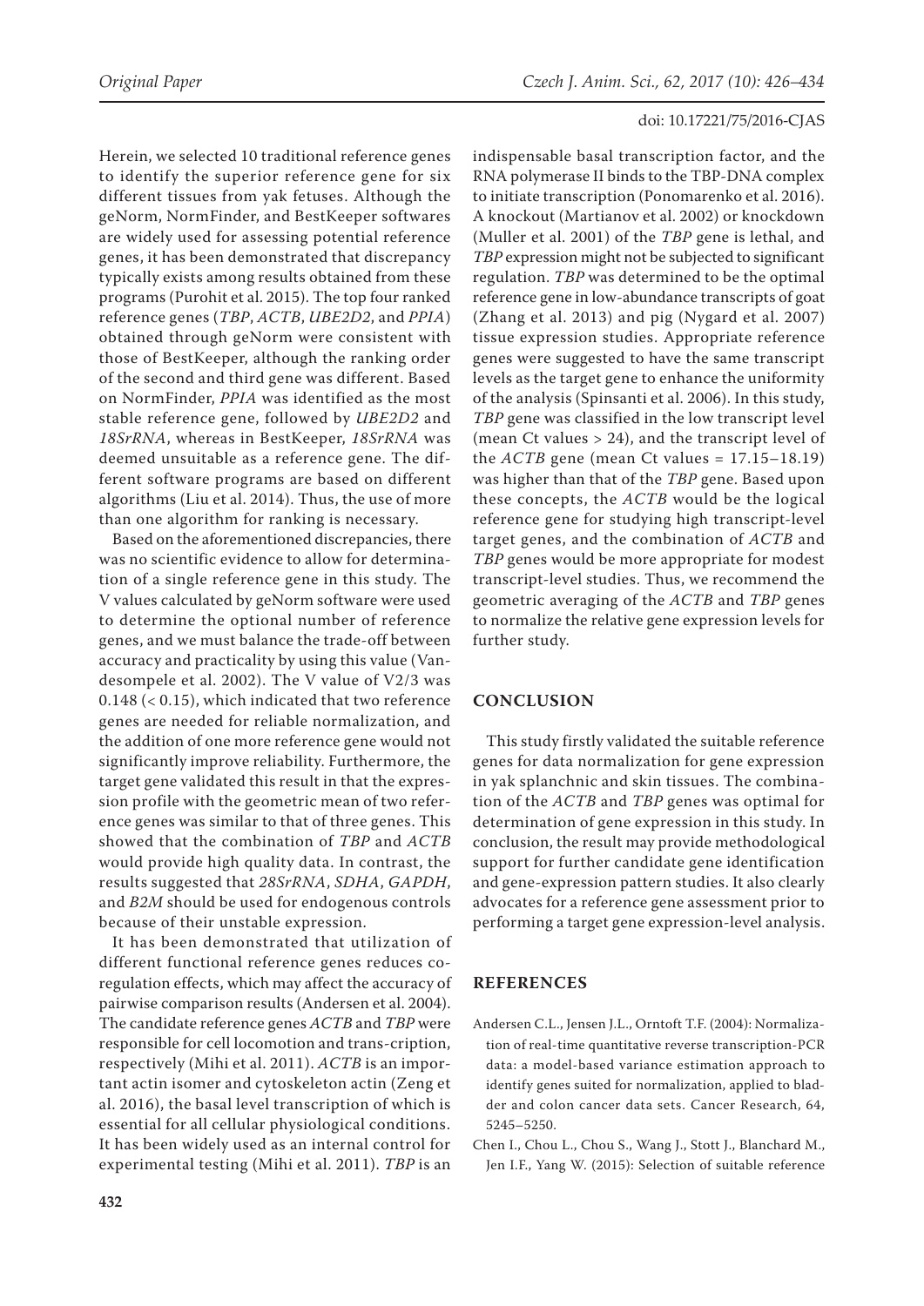Herein, we selected 10 traditional reference genes to identify the superior reference gene for six different tissues from yak fetuses. Although the geNorm, NormFinder, and BestKeeper softwares are widely used for assessing potential reference genes, it has been demonstrated that discrepancy typically exists among results obtained from these programs (Purohit et al. 2015). The top four ranked reference genes (*TBP*, *ACTB*, *UBE2D2*, and *PPIA*) obtained through geNorm were consistent with those of BestKeeper, although the ranking order of the second and third gene was different. Based on NormFinder, *PPIA* was identified as the most stable reference gene, followed by *UBE2D2* and *18SrRNA*, whereas in BestKeeper, *18SrRNA* was deemed unsuitable as a reference gene. The different software programs are based on different algorithms (Liu et al. 2014). Thus, the use of more than one algorithm for ranking is necessary.

Based on the aforementioned discrepancies, there was no scientific evidence to allow for determination of a single reference gene in this study. The V values calculated by geNorm software were used to determine the optional number of reference genes, and we must balance the trade-off between accuracy and practicality by using this value (Vandesompele et al. 2002). The V value of V2/3 was 0.148 (< 0.15), which indicated that two reference genes are needed for reliable normalization, and the addition of one more reference gene would not significantly improve reliability. Furthermore, the target gene validated this result in that the expression profile with the geometric mean of two reference genes was similar to that of three genes. This showed that the combination of *TBP* and *ACTB* would provide high quality data. In contrast, the results suggested that *28SrRNA*, *SDHA*, *GAPDH*, and *B2M* should be used for endogenous controls because of their unstable expression.

It has been demonstrated that utilization of different functional reference genes reduces co-regulation effects, which may affect the accuracy of pairwise comparison results (Andersen et al. 2004). The candidate reference genes *ACTB* and *TBP* were responsible for cell locomotion and trans-cription, respectively (Mihi et al. 2011). *ACTB* is an important actin isomer and cytoskeleton actin (Zeng et al. 2016), the basal level transcription of which is essential for all cellular physiological conditions. It has been widely used as an internal control for experimental testing (Mihi et al. 2011). *TBP* is an indispensable basal transcription factor, and the RNA polymerase II binds to the TBP-DNA complex to initiate transcription (Ponomarenko et al. 2016). A knockout (Martianov et al. 2002) or knockdown (Muller et al. 2001) of the *TBP* gene is lethal, and *TBP* expression might not be subjected to significant regulation. *TBP* was determined to be the optimal reference gene in low-abundance transcripts of goat (Zhang et al. 2013) and pig (Nygard et al. 2007) tissue expression studies. Appropriate reference genes were suggested to have the same transcript levels as the target gene to enhance the uniformity of the analysis (Spinsanti et al. 2006). In this study, *TBP* gene was classified in the low transcript level (mean Ct values > 24), and the transcript level of the *ACTB* gene (mean Ct values = 17.15–18.19) was higher than that of the *TBP* gene. Based upon these concepts, the *ACTB* would be the logical reference gene for studying high transcript-level target genes, and the combination of *ACTB* and *TBP* genes would be more appropriate for modest transcript-level studies. Thus, we recommend the geometric averaging of the *ACTB* and *TBP* genes to normalize the relative gene expression levels for further study.

## CONCLUSION

This study firstly validated the suitable reference genes for data normalization for gene expression in yak splanchnic and skin tissues. The combination of the *ACTB* and *TBP* genes was optimal for determination of gene expression in this study. In conclusion, the result may provide methodological support for further candidate gene identification and gene-expression pattern studies. It also clearly advocates for a reference gene assessment prior to performing a target gene expression-level analysis.

## REFERENCES

Andersen C.L., Jensen J.L., Orntoft T.F. (2004): Normalization of real-time quantitative reverse transcription-PCR data: a model-based variance estimation approach to identify genes suited for normalization, applied to bladder and colon cancer data sets. Cancer Research, 64, 5245–5250.

Chen I., Chou L., Chou S., Wang J., Stott J., Blanchard M., Jen I.F., Yang W. (2015): Selection of suitable reference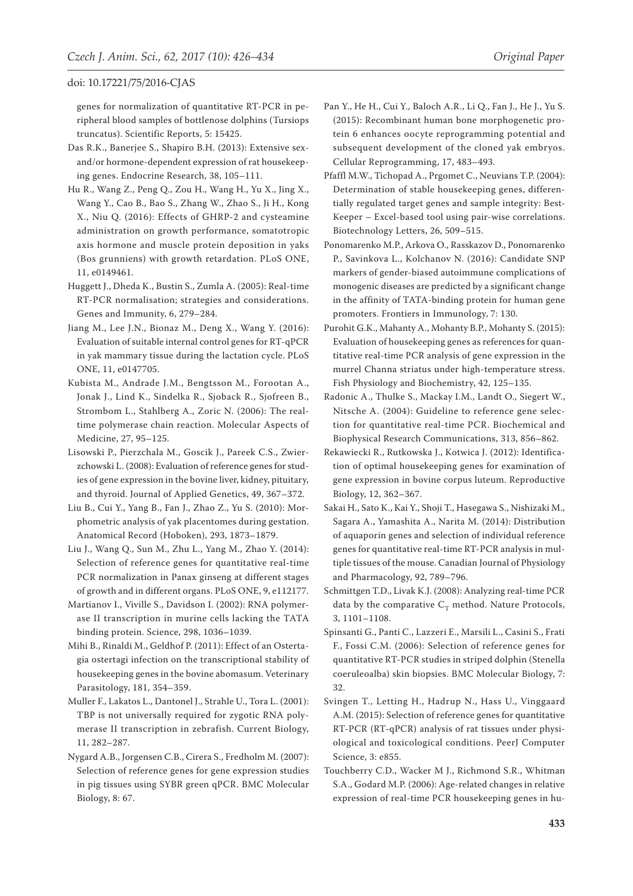genes for normalization of quantitative RT-PCR in peripheral blood samples of bottlenose dolphins (Tursiops truncatus). Scientific Reports, 5: 15425.

Das R.K., Banerjee S., Shapiro B.H. (2013): Extensive sex-and/or hormone-dependent expression of rat housekeeping genes. Endocrine Research, 38, 105–111.

Hu R., Wang Z., Peng Q., Zou H., Wang H., Yu X., Jing X., Wang Y., Cao B., Bao S., Zhang W., Zhao S., Ji H., Kong X., Niu Q. (2016): Effects of GHRP-2 and cysteamine administration on growth performance, somatotropic axis hormone and muscle protein deposition in yaks (Bos grunniens) with growth retardation. PLoS ONE, 11, e0149461.

Huggett J., Dheda K., Bustin S., Zumla A. (2005): Real-time RT-PCR normalisation; strategies and considerations. Genes and Immunity, 6, 279–284.

Jiang M., Lee J.N., Bionaz M., Deng X., Wang Y. (2016): Evaluation of suitable internal control genes for RT-qPCR in yak mammary tissue during the lactation cycle. PLoS ONE, 11, e0147705.

Kubista M., Andrade J.M., Bengtsson M., Forootan A., Jonak J., Lind K., Sindelka R., Sjoback R., Sjofreen B., Strombom L., Stahlberg A., Zoric N. (2006): The real-time polymerase chain reaction. Molecular Aspects of Medicine, 27, 95–125.

Lisowski P., Pierzchala M., Goscik J., Pareek C.S., Zwierzchowski L. (2008): Evaluation of reference genes for studies of gene expression in the bovine liver, kidney, pituitary, and thyroid. Journal of Applied Genetics, 49, 367–372.

Liu B., Cui Y., Yang B., Fan J., Zhao Z., Yu S. (2010): Morphometric analysis of yak placentomes during gestation. Anatomical Record (Hoboken), 293, 1873–1879.

Liu J., Wang Q., Sun M., Zhu L., Yang M., Zhao Y. (2014): Selection of reference genes for quantitative real-time PCR normalization in Panax ginseng at different stages of growth and in different organs. PLoS ONE, 9, e112177.

Martianov I., Viville S., Davidson I. (2002): RNA polymerase II transcription in murine cells lacking the TATA binding protein. Science, 298, 1036–1039.

Mihi B., Rinaldi M., Geldhof P. (2011): Effect of an Ostertagia ostertagi infection on the transcriptional stability of housekeeping genes in the bovine abomasum. Veterinary Parasitology, 181, 354–359.

Muller F., Lakatos L., Dantonel J., Strahle U., Tora L. (2001): TBP is not universally required for zygotic RNA polymerase II transcription in zebrafish. Current Biology, 11, 282–287.

Nygard A.B., Jorgensen C.B., Cirera S., Fredholm M. (2007): Selection of reference genes for gene expression studies in pig tissues using SYBR green qPCR. BMC Molecular Biology, 8: 67.

Pan Y., He H., Cui Y., Baloch A.R., Li Q., Fan J., He J., Yu S. (2015): Recombinant human bone morphogenetic protein 6 enhances oocyte reprogramming potential and subsequent development of the cloned yak embryos. Cellular Reprogramming, 17, 483–493.

Pfaffl M.W., Tichopad A., Prgomet C., Neuvians T.P. (2004): Determination of stable housekeeping genes, differentially regulated target genes and sample integrity: BestKeeper – Excel-based tool using pair-wise correlations. Biotechnology Letters, 26, 509–515.

Ponomarenko M.P., Arkova O., Rasskazov D., Ponomarenko P., Savinkova L., Kolchanov N. (2016): Candidate SNP markers of gender-biased autoimmune complications of monogenic diseases are predicted by a significant change in the affinity of TATA-binding protein for human gene promoters. Frontiers in Immunology, 7: 130.

Purohit G.K., Mahanty A., Mohanty B.P., Mohanty S. (2015): Evaluation of housekeeping genes as references for quantitative real-time PCR analysis of gene expression in the murrel Channa striatus under high-temperature stress. Fish Physiology and Biochemistry, 42, 125–135.

Radonic A., Thulke S., Mackay I.M., Landt O., Siegert W., Nitsche A. (2004): Guideline to reference gene selection for quantitative real-time PCR. Biochemical and Biophysical Research Communications, 313, 856–862.

Rekawiecki R., Rutkowska J., Kotwica J. (2012): Identification of optimal housekeeping genes for examination of gene expression in bovine corpus luteum. Reproductive Biology, 12, 362–367.

Sakai H., Sato K., Kai Y., Shoji T., Hasegawa S., Nishizaki M., Sagara A., Yamashita A., Narita M. (2014): Distribution of aquaporin genes and selection of individual reference genes for quantitative real-time RT-PCR analysis in multiple tissues of the mouse. Canadian Journal of Physiology and Pharmacology, 92, 789–796.

Schmittgen T.D., Livak K.J. (2008): Analyzing real-time PCR data by the comparative $C_T$ method. Nature Protocols, 3, 1101–1108.

Spinsanti G., Panti C., Lazzeri E., Marsili L., Casini S., Frati F., Fossi C.M. (2006): Selection of reference genes for quantitative RT-PCR studies in striped dolphin (Stenella coeruleoalba) skin biopsies. BMC Molecular Biology, 7: 32.

Svingen T., Letting H., Hadrup N., Hass U., Vinggaard A.M. (2015): Selection of reference genes for quantitative RT-PCR (RT-qPCR) analysis of rat tissues under physiological and toxicological conditions. PeerJ Computer Science, 3: e855.

Touchberry C.D., Wacker M J., Richmond S.R., Whitman S.A., Godard M.P. (2006): Age-related changes in relative expression of real-time PCR housekeeping genes in hu-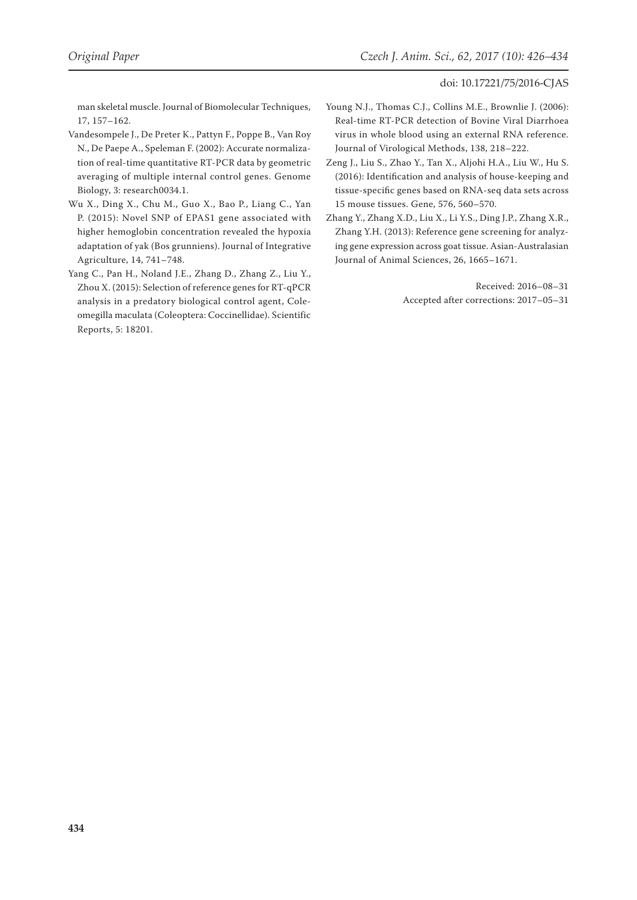man skeletal muscle. Journal of Biomolecular Techniques, 17, 157–162.

Vandesompele J., De Preter K., Pattyn F., Poppe B., Van Roy N., De Paepe A., Speleman F. (2002): Accurate normalization of real-time quantitative RT-PCR data by geometric averaging of multiple internal control genes. Genome Biology, 3: research0034.1.

Wu X., Ding X., Chu M., Guo X., Bao P., Liang C., Yan P. (2015): Novel SNP of EPAS1 gene associated with higher hemoglobin concentration revealed the hypoxia adaptation of yak (Bos grunniens). Journal of Integrative Agriculture, 14, 741–748.

Yang C., Pan H., Noland J.E., Zhang D., Zhang Z., Liu Y., Zhou X. (2015): Selection of reference genes for RT-qPCR analysis in a predatory biological control agent, Coleomegilla maculata (Coleoptera: Coccinellidae). Scientific Reports, 5: 18201.

Young N.J., Thomas C.J., Collins M.E., Brownlie J. (2006): Real-time RT-PCR detection of Bovine Viral Diarrhoea virus in whole blood using an external RNA reference. Journal of Virological Methods, 138, 218–222.

Zeng J., Liu S., Zhao Y., Tan X., Aljohi H.A., Liu W., Hu S. (2016): Identification and analysis of house-keeping and tissue-specific genes based on RNA-seq data sets across 15 mouse tissues. Gene, 576, 560–570.

Zhang Y., Zhang X.D., Liu X., Li Y.S., Ding J.P., Zhang X.R., Zhang Y.H. (2013): Reference gene screening for analyzing gene expression across goat tissue. Asian-Australasian Journal of Animal Sciences, 26, 1665–1671.

Received: 2016–08–31
Accepted after corrections: 2017–05–31